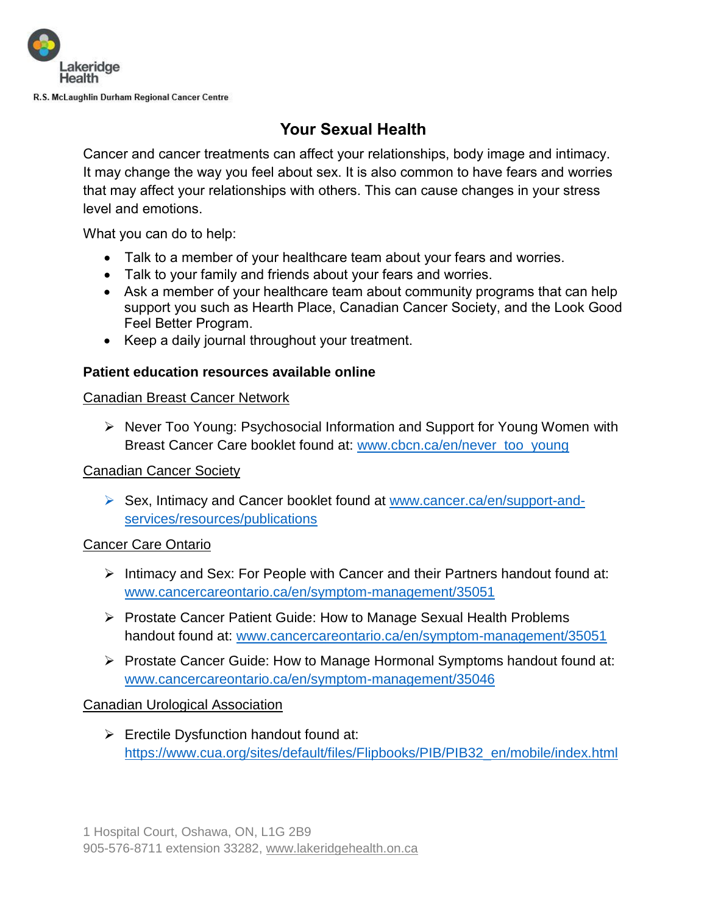Lakeridge Health

R.S. McLaughlin Durham Regional Cancer Centre

# Your Sexual Health

Cancer and cancer treatments can affect your relationships, body image and intimacy. It may change the way you feel about sex. It is also common to have fears and worries that may affect your relationships with others. This can cause changes in your stress level and emotions.

What you can do to help:

- Talk to a member of your healthcare team about your fears and worries.
- Talk to your family and friends about your fears and worries.
- Ask a member of your healthcare team about community programs that can help support you such as Hearth Place, Canadian Cancer Society, and the Look Good Feel Better Program.
- Keep a daily journal throughout your treatment.

**Patient education resources available online**

Canadian Breast Cancer Network

- Never Too Young: Psychosocial Information and Support for Young Women with Breast Cancer Care booklet found at: www.cbcn.ca/en/never_too_young

Canadian Cancer Society

- Sex, Intimacy and Cancer booklet found at www.cancer.ca/en/support-and-services/resources/publications

Cancer Care Ontario

- Intimacy and Sex: For People with Cancer and their Partners handout found at: www.cancercareontario.ca/en/symptom-management/35051
- Prostate Cancer Patient Guide: How to Manage Sexual Health Problems handout found at: www.cancercareontario.ca/en/symptom-management/35051
- Prostate Cancer Guide: How to Manage Hormonal Symptoms handout found at: www.cancercareontario.ca/en/symptom-management/35046

Canadian Urological Association

- Erectile Dysfunction handout found at: https://www.cua.org/sites/default/files/Flipbooks/PIB/PIB32_en/mobile/index.html

1 Hospital Court, Oshawa, ON, L1G 2B9
905-576-8711 extension 33282, www.lakeridgehealth.on.ca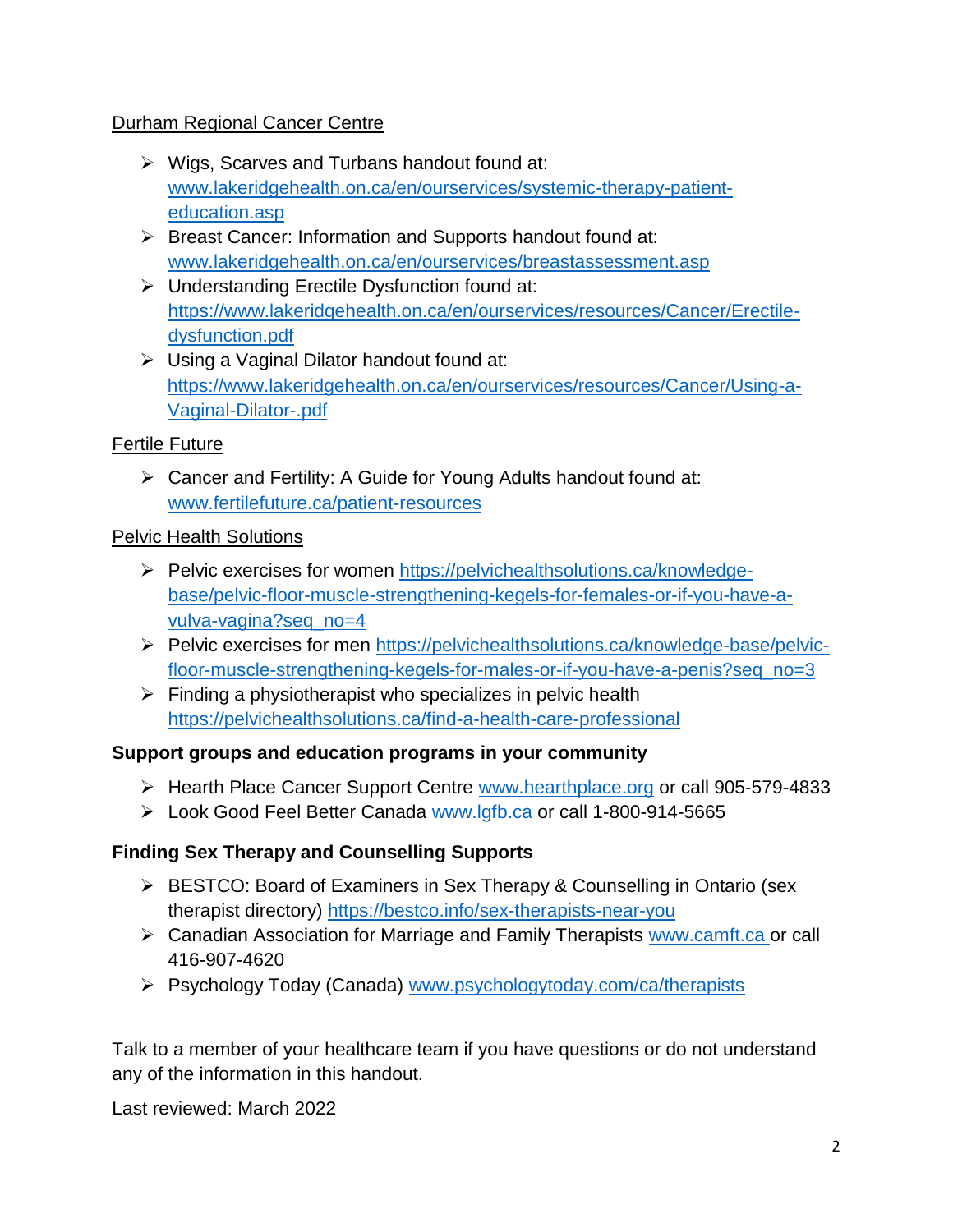Durham Regional Cancer Centre

- Wigs, Scarves and Turbans handout found at: www.lakeridgehealth.on.ca/en/ourservices/systemic-therapy-patient-education.asp
- Breast Cancer: Information and Supports handout found at: www.lakeridgehealth.on.ca/en/ourservices/breastassessment.asp
- Understanding Erectile Dysfunction found at: https://www.lakeridgehealth.on.ca/en/ourservices/resources/Cancer/Erectile-dysfunction.pdf
- Using a Vaginal Dilator handout found at: https://www.lakeridgehealth.on.ca/en/ourservices/resources/Cancer/Using-a-Vaginal-Dilator-.pdf

Fertile Future

- Cancer and Fertility: A Guide for Young Adults handout found at: www.fertilefuture.ca/patient-resources

Pelvic Health Solutions

- Pelvic exercises for women https://pelvichealthsolutions.ca/knowledge-base/pelvic-floor-muscle-strengthening-kegels-for-females-or-if-you-have-a-vulva-vagina?seq_no=4
- Pelvic exercises for men https://pelvichealthsolutions.ca/knowledge-base/pelvic-floor-muscle-strengthening-kegels-for-males-or-if-you-have-a-penis?seq_no=3
- Finding a physiotherapist who specializes in pelvic health https://pelvichealthsolutions.ca/find-a-health-care-professional

**Support groups and education programs in your community**

- Hearth Place Cancer Support Centre www.hearthplace.org or call 905-579-4833
- Look Good Feel Better Canada www.lgfb.ca or call 1-800-914-5665

**Finding Sex Therapy and Counselling Supports**

- BESTCO: Board of Examiners in Sex Therapy & Counselling in Ontario (sex therapist directory) https://bestco.info/sex-therapists-near-you
- Canadian Association for Marriage and Family Therapists www.camft.ca or call 416-907-4620
- Psychology Today (Canada) www.psychologytoday.com/ca/therapists

Talk to a member of your healthcare team if you have questions or do not understand any of the information in this handout.

Last reviewed: March 2022